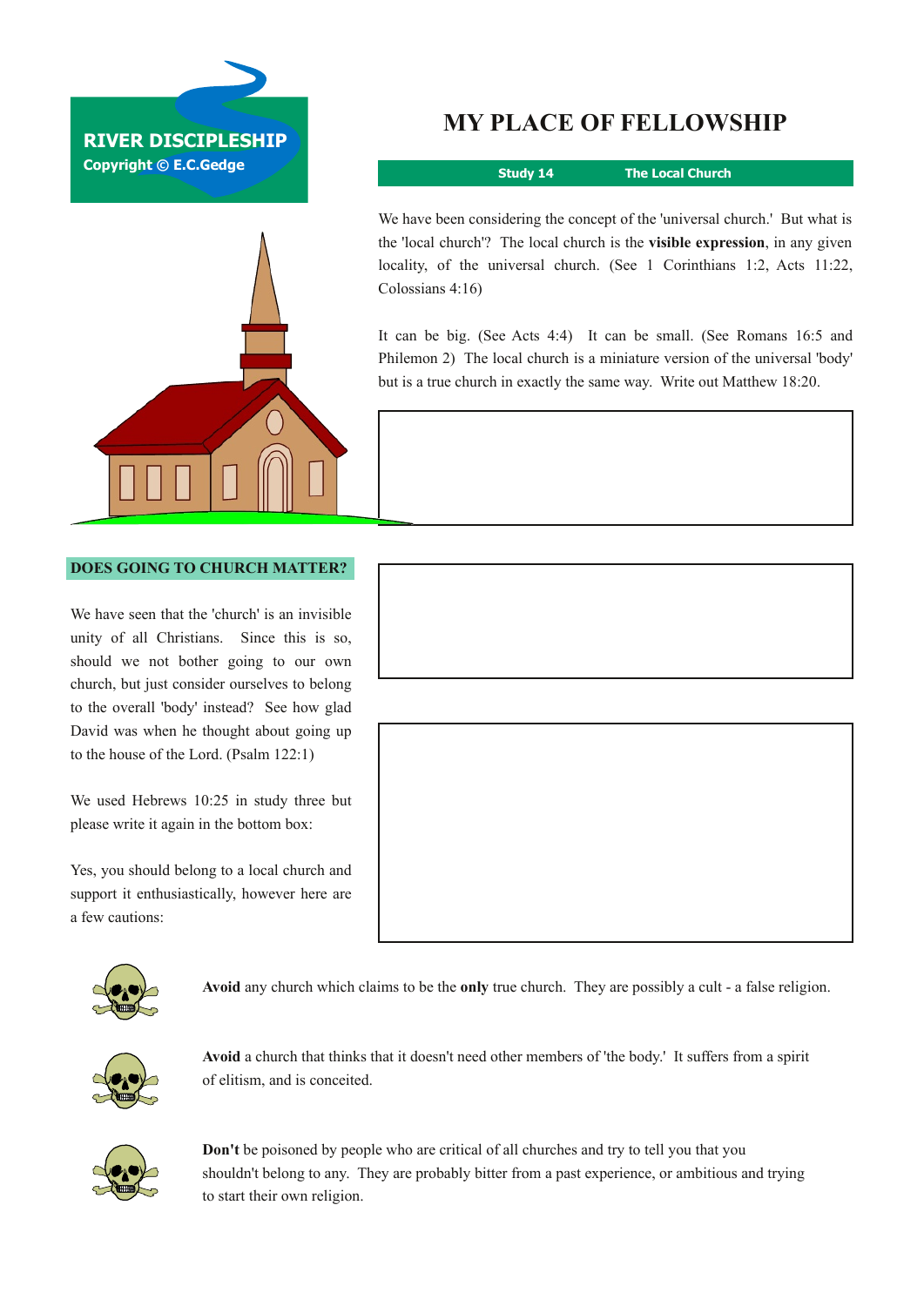RIVER DISCIPLESHIP
Copyright © E.C.Gedge

# MY PLACE OF FELLOWSHIP

**Study 14 — The Local Church**

We have been considering the concept of the 'universal church.' But what is the 'local church'? The local church is the **visible expression**, in any given locality, of the universal church. (See 1 Corinthians 1:2, Acts 11:22, Colossians 4:16)

It can be big. (See Acts 4:4) It can be small. (See Romans 16:5 and Philemon 2) The local church is a miniature version of the universal 'body' but is a true church in exactly the same way. Write out Matthew 18:20.

## DOES GOING TO CHURCH MATTER?

We have seen that the 'church' is an invisible unity of all Christians. Since this is so, should we not bother going to our own church, but just consider ourselves to belong to the overall 'body' instead? See how glad David was when he thought about going up to the house of the Lord. (Psalm 122:1)

We used Hebrews 10:25 in study three but please write it again in the bottom box:

Yes, you should belong to a local church and support it enthusiastically, however here are a few cautions:

**Avoid** any church which claims to be the **only** true church. They are possibly a cult - a false religion.

**Avoid** a church that thinks that it doesn't need other members of 'the body.' It suffers from a spirit of elitism, and is conceited.

**Don't** be poisoned by people who are critical of all churches and try to tell you that you shouldn't belong to any. They are probably bitter from a past experience, or ambitious and trying to start their own religion.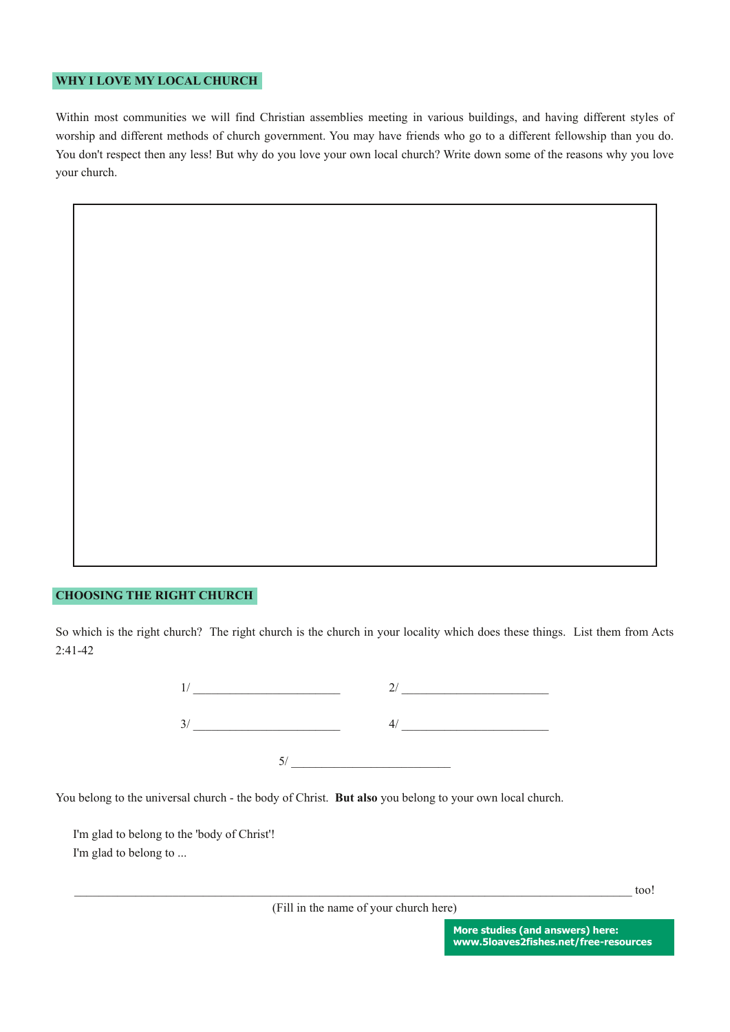## WHY I LOVE MY LOCAL CHURCH

Within most communities we will find Christian assemblies meeting in various buildings, and having different styles of worship and different methods of church government. You may have friends who go to a different fellowship than you do. You don't respect then any less! But why do you love your own local church? Write down some of the reasons why you love your church.

## CHOOSING THE RIGHT CHURCH

So which is the right church? The right church is the church in your locality which does these things. List them from Acts 2:41-42

1/ ________________________ 2/ ________________________

3/ ________________________ 4/ ________________________

5/ __________________________

You belong to the universal church - the body of Christ. **But also** you belong to your own local church.

I'm glad to belong to the 'body of Christ'!
I'm glad to belong to ...

____________________________________________________________________________________ too!

(Fill in the name of your church here)

**More studies (and answers) here: www.5loaves2fishes.net/free-resources**